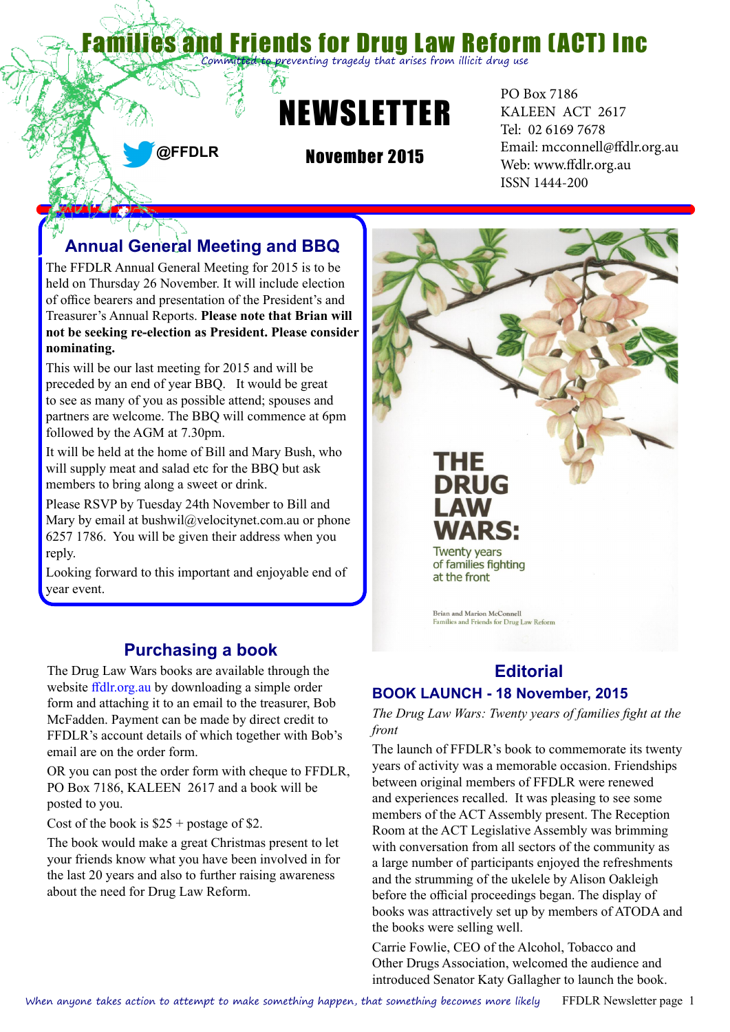# Families and Friends for Drug Law Reform (ACT) Inc

*Committed to preventing tragedy that arises from illicit drug use*

@FFDLR

# NEWSLETTER

**November 2015**

PO Box 7186
KALEEN ACT 2617
Tel: 02 6169 7678
Email: mcconnell@ffdlr.org.au
Web: www.ffdlr.org.au
ISSN 1444-200

## Annual General Meeting and BBQ

The FFDLR Annual General Meeting for 2015 is to be held on Thursday 26 November. It will include election of office bearers and presentation of the President's and Treasurer's Annual Reports. **Please note that Brian will not be seeking re-election as President. Please consider nominating.**

This will be our last meeting for 2015 and will be preceded by an end of year BBQ. It would be great to see as many of you as possible attend; spouses and partners are welcome. The BBQ will commence at 6pm followed by the AGM at 7.30pm.

It will be held at the home of Bill and Mary Bush, who will supply meat and salad etc for the BBQ but ask members to bring along a sweet or drink.

Please RSVP by Tuesday 24th November to Bill and Mary by email at bushwil@velocitynet.com.au or phone 6257 1786. You will be given their address when you reply.

Looking forward to this important and enjoyable end of year event.

THE DRUG LAW WARS: Twenty years of families fighting at the front

Brian and Marion McConnell
Families and Friends for Drug Law Reform

## Purchasing a book

The Drug Law Wars books are available through the website ffdlr.org.au by downloading a simple order form and attaching it to an email to the treasurer, Bob McFadden. Payment can be made by direct credit to FFDLR's account details of which together with Bob's email are on the order form.

OR you can post the order form with cheque to FFDLR, PO Box 7186, KALEEN 2617 and a book will be posted to you.

Cost of the book is $25 + postage of $2.

The book would make a great Christmas present to let your friends know what you have been involved in for the last 20 years and also to further raising awareness about the need for Drug Law Reform.

## Editorial

### BOOK LAUNCH - 18 November, 2015

*The Drug Law Wars: Twenty years of families fight at the front*

The launch of FFDLR's book to commemorate its twenty years of activity was a memorable occasion. Friendships between original members of FFDLR were renewed and experiences recalled. It was pleasing to see some members of the ACT Assembly present. The Reception Room at the ACT Legislative Assembly was brimming with conversation from all sectors of the community as a large number of participants enjoyed the refreshments and the strumming of the ukelele by Alison Oakleigh before the official proceedings began. The display of books was attractively set up by members of ATODA and the books were selling well.

Carrie Fowlie, CEO of the Alcohol, Tobacco and Other Drugs Association, welcomed the audience and introduced Senator Katy Gallagher to launch the book.

*When anyone takes action to attempt to make something happen, that something becomes more likely*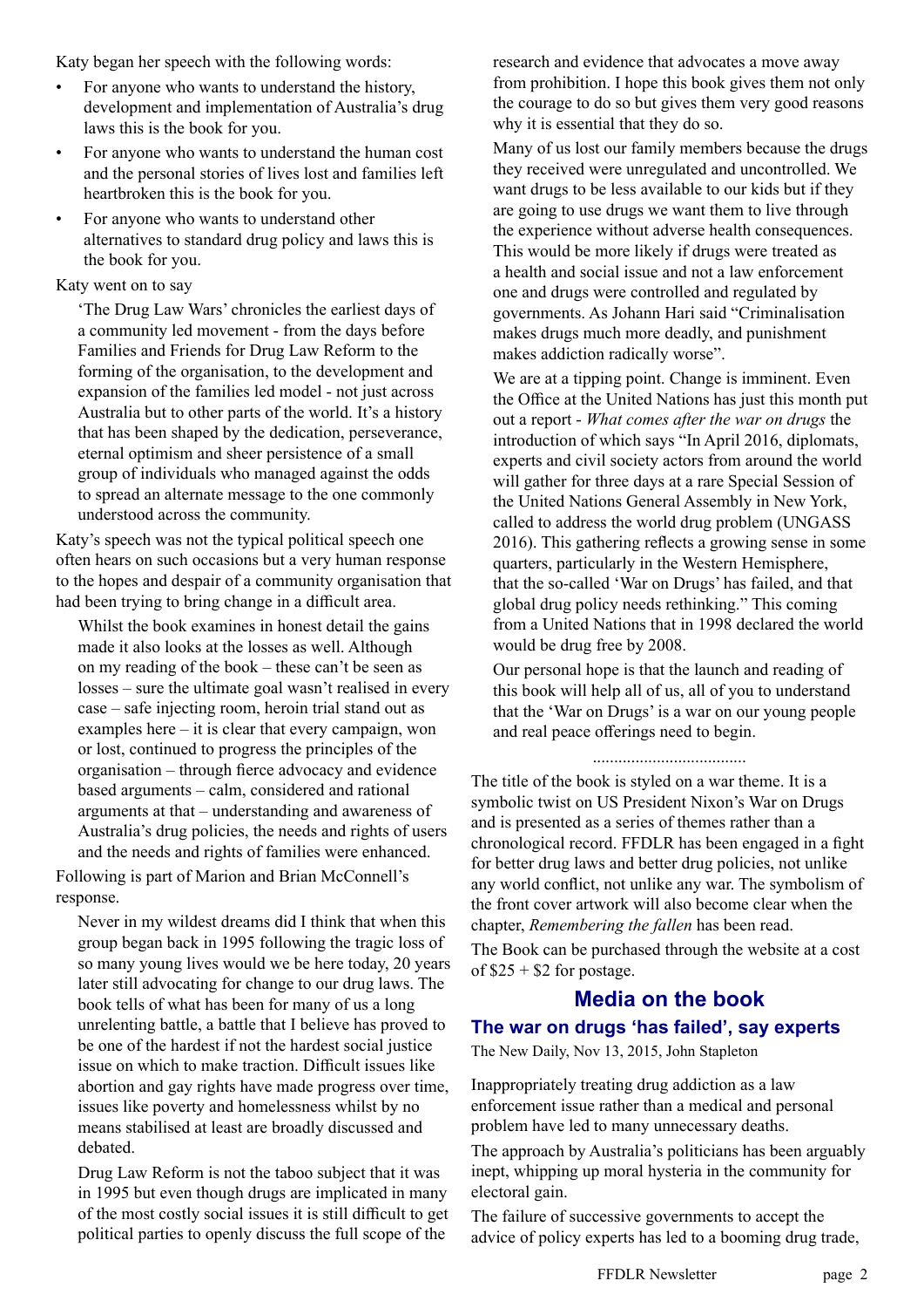Katy began her speech with the following words:

- For anyone who wants to understand the history, development and implementation of Australia's drug laws this is the book for you.
- For anyone who wants to understand the human cost and the personal stories of lives lost and families left heartbroken this is the book for you.
- For anyone who wants to understand other alternatives to standard drug policy and laws this is the book for you.

Katy went on to say

> 'The Drug Law Wars' chronicles the earliest days of a community led movement - from the days before Families and Friends for Drug Law Reform to the forming of the organisation, to the development and expansion of the families led model - not just across Australia but to other parts of the world. It's a history that has been shaped by the dedication, perseverance, eternal optimism and sheer persistence of a small group of individuals who managed against the odds to spread an alternate message to the one commonly understood across the community.

Katy's speech was not the typical political speech one often hears on such occasions but a very human response to the hopes and despair of a community organisation that had been trying to bring change in a difficult area.

> Whilst the book examines in honest detail the gains made it also looks at the losses as well. Although on my reading of the book – these can't be seen as losses – sure the ultimate goal wasn't realised in every case – safe injecting room, heroin trial stand out as examples here – it is clear that every campaign, won or lost, continued to progress the principles of the organisation – through fierce advocacy and evidence based arguments – calm, considered and rational arguments at that – understanding and awareness of Australia's drug policies, the needs and rights of users and the needs and rights of families were enhanced.

Following is part of Marion and Brian McConnell's response.

> Never in my wildest dreams did I think that when this group began back in 1995 following the tragic loss of so many young lives would we be here today, 20 years later still advocating for change to our drug laws. The book tells of what has been for many of us a long unrelenting battle, a battle that I believe has proved to be one of the hardest if not the hardest social justice issue on which to make traction. Difficult issues like abortion and gay rights have made progress over time, issues like poverty and homelessness whilst by no means stabilised at least are broadly discussed and debated.
>
> Drug Law Reform is not the taboo subject that it was in 1995 but even though drugs are implicated in many of the most costly social issues it is still difficult to get political parties to openly discuss the full scope of the research and evidence that advocates a move away from prohibition. I hope this book gives them not only the courage to do so but gives them very good reasons why it is essential that they do so.
>
> Many of us lost our family members because the drugs they received were unregulated and uncontrolled. We want drugs to be less available to our kids but if they are going to use drugs we want them to live through the experience without adverse health consequences. This would be more likely if drugs were treated as a health and social issue and not a law enforcement one and drugs were controlled and regulated by governments. As Johann Hari said "Criminalisation makes drugs much more deadly, and punishment makes addiction radically worse".
>
> We are at a tipping point. Change is imminent. Even the Office at the United Nations has just this month put out a report - *What comes after the war on drugs* the introduction of which says "In April 2016, diplomats, experts and civil society actors from around the world will gather for three days at a rare Special Session of the United Nations General Assembly in New York, called to address the world drug problem (UNGASS 2016). This gathering reflects a growing sense in some quarters, particularly in the Western Hemisphere, that the so-called 'War on Drugs' has failed, and that global drug policy needs rethinking." This coming from a United Nations that in 1998 declared the world would be drug free by 2008.
>
> Our personal hope is that the launch and reading of this book will help all of us, all of you to understand that the 'War on Drugs' is a war on our young people and real peace offerings need to begin.

...................................

The title of the book is styled on a war theme. It is a symbolic twist on US President Nixon's War on Drugs and is presented as a series of themes rather than a chronological record. FFDLR has been engaged in a fight for better drug laws and better drug policies, not unlike any world conflict, not unlike any war. The symbolism of the front cover artwork will also become clear when the chapter, *Remembering the fallen* has been read.

The Book can be purchased through the website at a cost of $25 + $2 for postage.

## Media on the book

### The war on drugs 'has failed', say experts

The New Daily, Nov 13, 2015, John Stapleton

Inappropriately treating drug addiction as a law enforcement issue rather than a medical and personal problem have led to many unnecessary deaths.

The approach by Australia's politicians has been arguably inept, whipping up moral hysteria in the community for electoral gain.

The failure of successive governments to accept the advice of policy experts has led to a booming drug trade,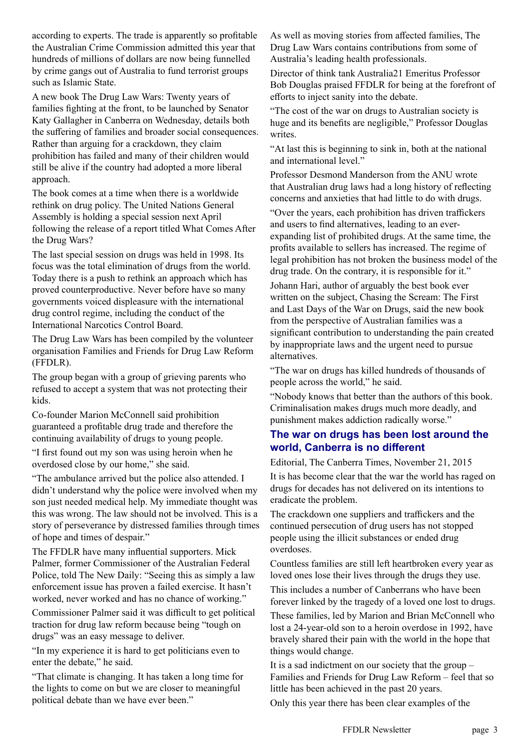according to experts. The trade is apparently so profitable the Australian Crime Commission admitted this year that hundreds of millions of dollars are now being funnelled by crime gangs out of Australia to fund terrorist groups such as Islamic State.

A new book The Drug Law Wars: Twenty years of families fighting at the front, to be launched by Senator Katy Gallagher in Canberra on Wednesday, details both the suffering of families and broader social consequences. Rather than arguing for a crackdown, they claim prohibition has failed and many of their children would still be alive if the country had adopted a more liberal approach.

The book comes at a time when there is a worldwide rethink on drug policy. The United Nations General Assembly is holding a special session next April following the release of a report titled What Comes After the Drug Wars?

The last special session on drugs was held in 1998. Its focus was the total elimination of drugs from the world. Today there is a push to rethink an approach which has proved counterproductive. Never before have so many governments voiced displeasure with the international drug control regime, including the conduct of the International Narcotics Control Board.

The Drug Law Wars has been compiled by the volunteer organisation Families and Friends for Drug Law Reform (FFDLR).

The group began with a group of grieving parents who refused to accept a system that was not protecting their kids.

Co-founder Marion McConnell said prohibition guaranteed a profitable drug trade and therefore the continuing availability of drugs to young people.

"I first found out my son was using heroin when he overdosed close by our home," she said.

"The ambulance arrived but the police also attended. I didn't understand why the police were involved when my son just needed medical help. My immediate thought was this was wrong. The law should not be involved. This is a story of perseverance by distressed families through times of hope and times of despair."

The FFDLR have many influential supporters. Mick Palmer, former Commissioner of the Australian Federal Police, told The New Daily: "Seeing this as simply a law enforcement issue has proven a failed exercise. It hasn't worked, never worked and has no chance of working."

Commissioner Palmer said it was difficult to get political traction for drug law reform because being "tough on drugs" was an easy message to deliver.

"In my experience it is hard to get politicians even to enter the debate," he said.

"That climate is changing. It has taken a long time for the lights to come on but we are closer to meaningful political debate than we have ever been."

As well as moving stories from affected families, The Drug Law Wars contains contributions from some of Australia's leading health professionals.

Director of think tank Australia21 Emeritus Professor Bob Douglas praised FFDLR for being at the forefront of efforts to inject sanity into the debate.

"The cost of the war on drugs to Australian society is huge and its benefits are negligible," Professor Douglas writes.

"At last this is beginning to sink in, both at the national and international level."

Professor Desmond Manderson from the ANU wrote that Australian drug laws had a long history of reflecting concerns and anxieties that had little to do with drugs.

"Over the years, each prohibition has driven traffickers and users to find alternatives, leading to an ever-expanding list of prohibited drugs. At the same time, the profits available to sellers has increased. The regime of legal prohibition has not broken the business model of the drug trade. On the contrary, it is responsible for it."

Johann Hari, author of arguably the best book ever written on the subject, Chasing the Scream: The First and Last Days of the War on Drugs, said the new book from the perspective of Australian families was a significant contribution to understanding the pain created by inappropriate laws and the urgent need to pursue alternatives.

"The war on drugs has killed hundreds of thousands of people across the world," he said.

"Nobody knows that better than the authors of this book. Criminalisation makes drugs much more deadly, and punishment makes addiction radically worse."

## The war on drugs has been lost around the world, Canberra is no different

Editorial, The Canberra Times, November 21, 2015

It is has become clear that the war the world has raged on drugs for decades has not delivered on its intentions to eradicate the problem.

The crackdown one suppliers and traffickers and the continued persecution of drug users has not stopped people using the illicit substances or ended drug overdoses.

Countless families are still left heartbroken every year as loved ones lose their lives through the drugs they use.

This includes a number of Canberrans who have been forever linked by the tragedy of a loved one lost to drugs.

These families, led by Marion and Brian McConnell who lost a 24-year-old son to a heroin overdose in 1992, have bravely shared their pain with the world in the hope that things would change.

It is a sad indictment on our society that the group – Families and Friends for Drug Law Reform – feel that so little has been achieved in the past 20 years.

Only this year there has been clear examples of the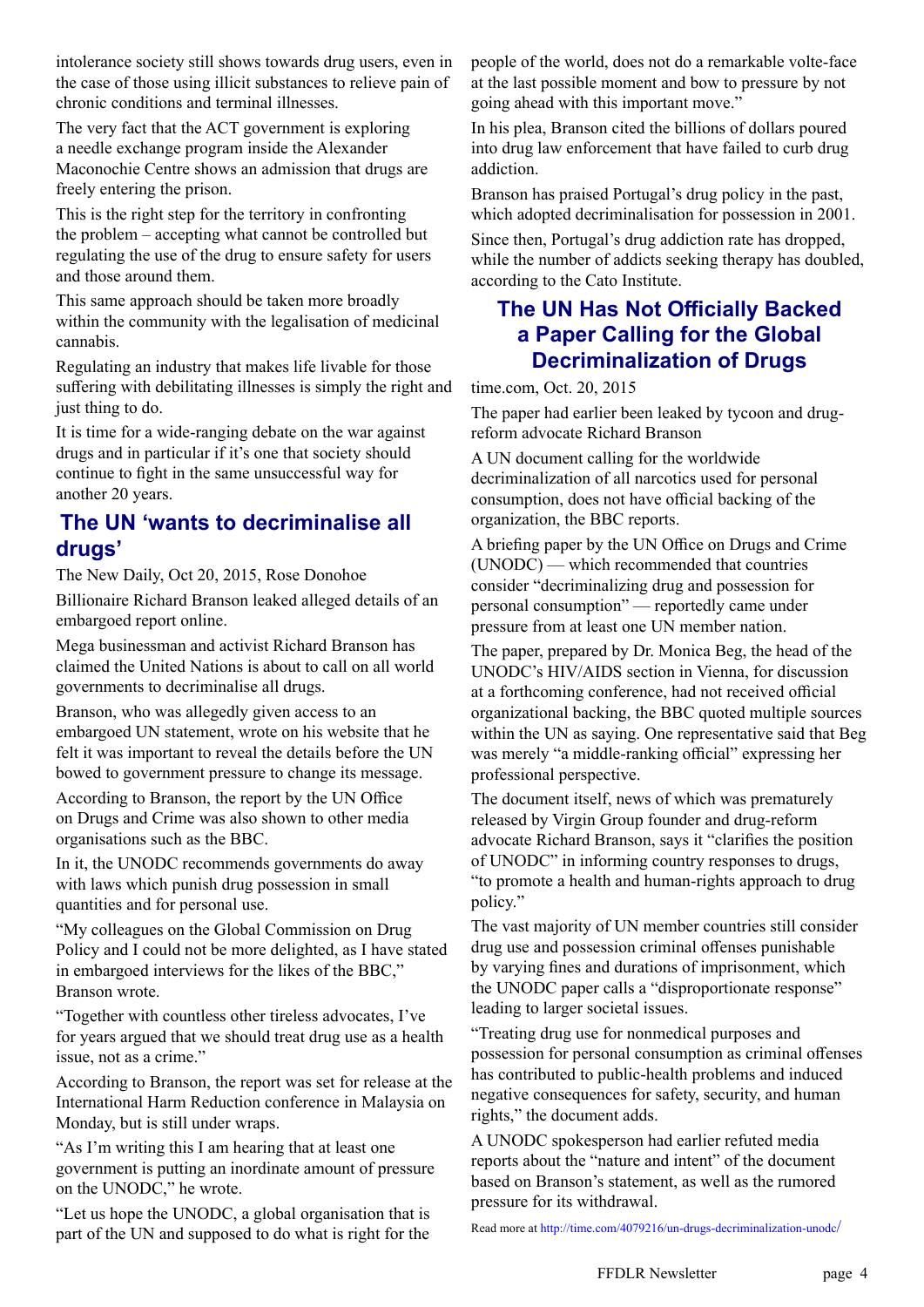intolerance society still shows towards drug users, even in the case of those using illicit substances to relieve pain of chronic conditions and terminal illnesses.

The very fact that the ACT government is exploring a needle exchange program inside the Alexander Maconochie Centre shows an admission that drugs are freely entering the prison.

This is the right step for the territory in confronting the problem – accepting what cannot be controlled but regulating the use of the drug to ensure safety for users and those around them.

This same approach should be taken more broadly within the community with the legalisation of medicinal cannabis.

Regulating an industry that makes life livable for those suffering with debilitating illnesses is simply the right and just thing to do.

It is time for a wide-ranging debate on the war against drugs and in particular if it's one that society should continue to fight in the same unsuccessful way for another 20 years.

## The UN 'wants to decriminalise all drugs'

The New Daily, Oct 20, 2015, Rose Donohoe

Billionaire Richard Branson leaked alleged details of an embargoed report online.

Mega businessman and activist Richard Branson has claimed the United Nations is about to call on all world governments to decriminalise all drugs.

Branson, who was allegedly given access to an embargoed UN statement, wrote on his website that he felt it was important to reveal the details before the UN bowed to government pressure to change its message.

According to Branson, the report by the UN Office on Drugs and Crime was also shown to other media organisations such as the BBC.

In it, the UNODC recommends governments do away with laws which punish drug possession in small quantities and for personal use.

"My colleagues on the Global Commission on Drug Policy and I could not be more delighted, as I have stated in embargoed interviews for the likes of the BBC," Branson wrote.

"Together with countless other tireless advocates, I've for years argued that we should treat drug use as a health issue, not as a crime."

According to Branson, the report was set for release at the International Harm Reduction conference in Malaysia on Monday, but is still under wraps.

"As I'm writing this I am hearing that at least one government is putting an inordinate amount of pressure on the UNODC," he wrote.

"Let us hope the UNODC, a global organisation that is part of the UN and supposed to do what is right for the people of the world, does not do a remarkable volte-face at the last possible moment and bow to pressure by not going ahead with this important move."

In his plea, Branson cited the billions of dollars poured into drug law enforcement that have failed to curb drug addiction.

Branson has praised Portugal's drug policy in the past, which adopted decriminalisation for possession in 2001.

Since then, Portugal's drug addiction rate has dropped, while the number of addicts seeking therapy has doubled, according to the Cato Institute.

## The UN Has Not Officially Backed a Paper Calling for the Global Decriminalization of Drugs

time.com, Oct. 20, 2015

The paper had earlier been leaked by tycoon and drug-reform advocate Richard Branson

A UN document calling for the worldwide decriminalization of all narcotics used for personal consumption, does not have official backing of the organization, the BBC reports.

A briefing paper by the UN Office on Drugs and Crime (UNODC) — which recommended that countries consider "decriminalizing drug and possession for personal consumption" — reportedly came under pressure from at least one UN member nation.

The paper, prepared by Dr. Monica Beg, the head of the UNODC's HIV/AIDS section in Vienna, for discussion at a forthcoming conference, had not received official organizational backing, the BBC quoted multiple sources within the UN as saying. One representative said that Beg was merely "a middle-ranking official" expressing her professional perspective.

The document itself, news of which was prematurely released by Virgin Group founder and drug-reform advocate Richard Branson, says it "clarifies the position of UNODC" in informing country responses to drugs, "to promote a health and human-rights approach to drug policy."

The vast majority of UN member countries still consider drug use and possession criminal offenses punishable by varying fines and durations of imprisonment, which the UNODC paper calls a "disproportionate response" leading to larger societal issues.

"Treating drug use for nonmedical purposes and possession for personal consumption as criminal offenses has contributed to public-health problems and induced negative consequences for safety, security, and human rights," the document adds.

A UNODC spokesperson had earlier refuted media reports about the "nature and intent" of the document based on Branson's statement, as well as the rumored pressure for its withdrawal.

Read more at http://time.com/4079216/un-drugs-decriminalization-unodc/